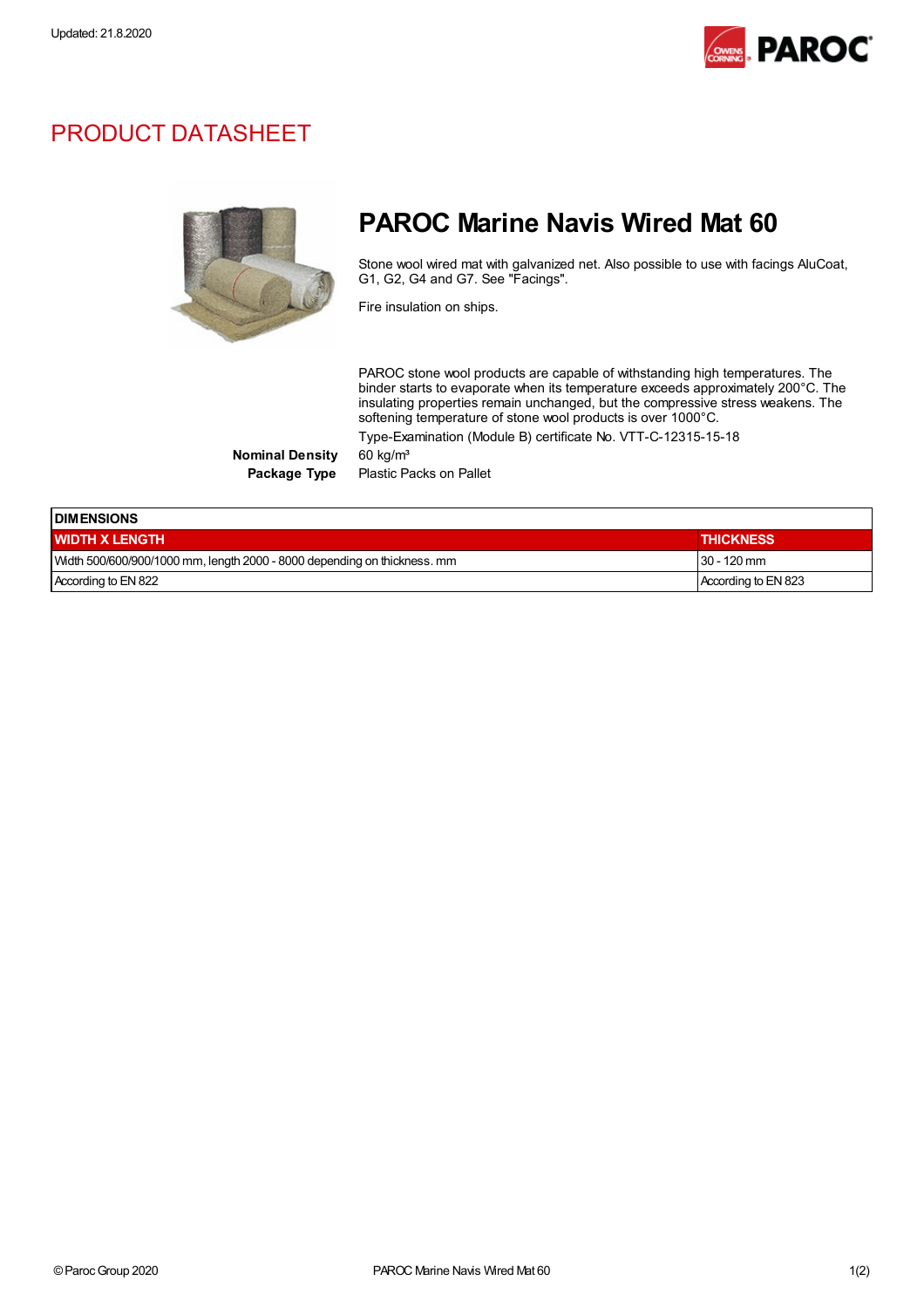Updated: 21.8.2020

# PRODUCT DATASHEET

## PAROC Marine Navis Wired Mat 60

Stone wool wired mat with galvanized net. Also possible to use with facings AluCoat, G1, G2, G4 and G7. See "Facings".

Fire insulation on ships.

PAROC stone wool products are capable of withstanding high temperatures. The binder starts to evaporate when its temperature exceeds approximately 200°C. The insulating properties remain unchanged, but the compressive stress weakens. The softening temperature of stone wool products is over 1000°C.

Type-Examination (Module B) certificate No. VTT-C-12315-15-18

**Nominal Density** 60 kg/m³

**Package Type** Plastic Packs on Pallet

| DIMENSIONS | |
|---|---|
| **WIDTH X LENGTH** | **THICKNESS** |
| Width 500/600/900/1000 mm, length 2000 - 8000 depending on thickness. mm | 30 - 120 mm |
| According to EN 822 | According to EN 823 |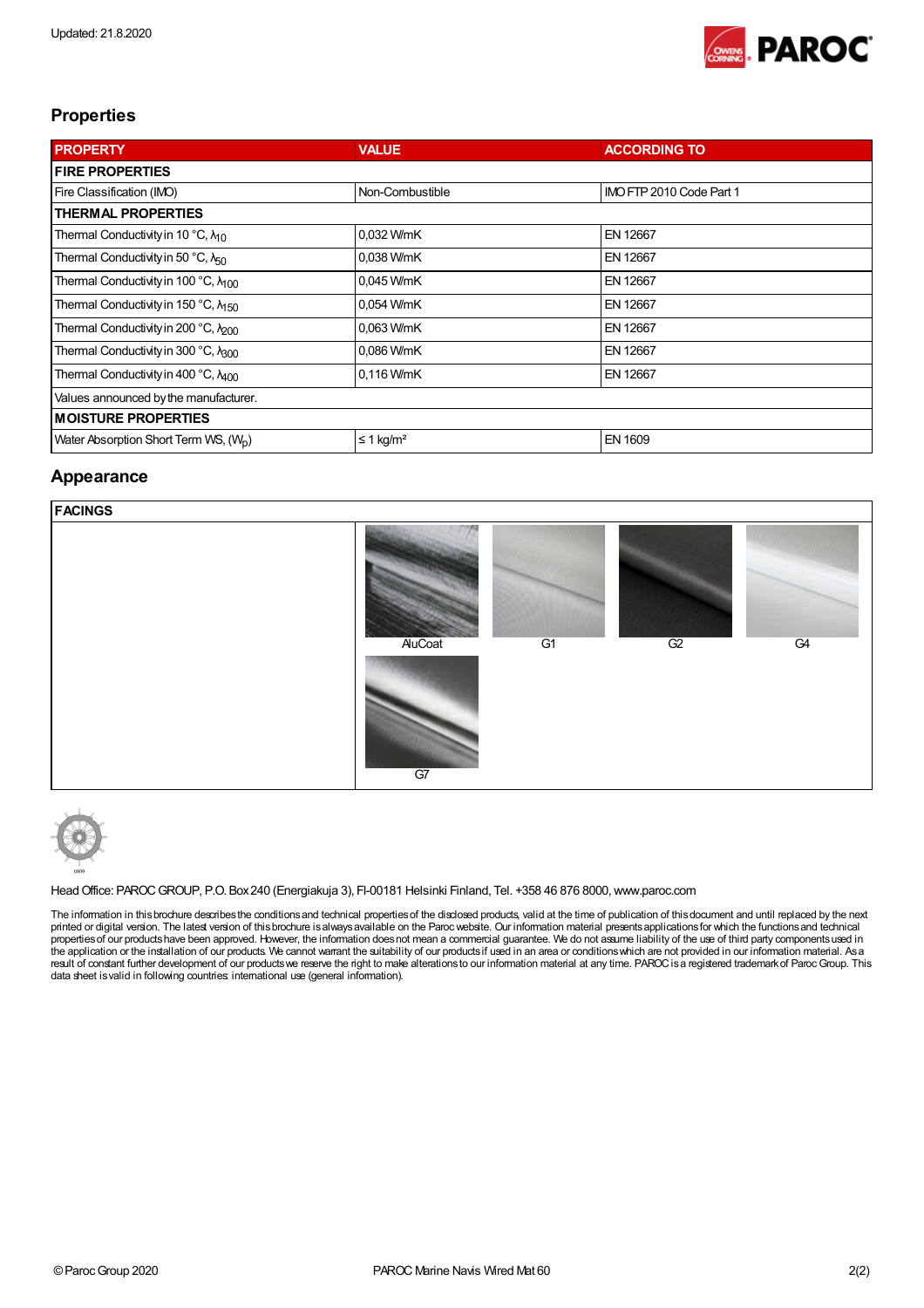Updated: 21.8.2020

## Properties

| PROPERTY | VALUE | ACCORDING TO |
|---|---|---|
| **FIRE PROPERTIES** | | |
| Fire Classification (IMO) | Non-Combustible | IMO FTP 2010 Code Part 1 |
| **THERMAL PROPERTIES** | | |
| Thermal Conductivity in 10 °C, $\lambda_{10}$ | 0,032 W/mK | EN 12667 |
| Thermal Conductivity in 50 °C, $\lambda_{50}$ | 0,038 W/mK | EN 12667 |
| Thermal Conductivity in 100 °C, $\lambda_{100}$ | 0,045 W/mK | EN 12667 |
| Thermal Conductivity in 150 °C, $\lambda_{150}$ | 0,054 W/mK | EN 12667 |
| Thermal Conductivity in 200 °C, $\lambda_{200}$ | 0,063 W/mK | EN 12667 |
| Thermal Conductivity in 300 °C, $\lambda_{300}$ | 0,086 W/mK | EN 12667 |
| Thermal Conductivity in 400 °C, $\lambda_{400}$ | 0,116 W/mK | EN 12667 |
| Values announced by the manufacturer. | | |
| **MOISTURE PROPERTIES** | | |
| Water Absorption Short Term WS, ($W_p$) | ≤ 1 kg/m² | EN 1609 |

## Appearance

**FACINGS**

AluCoat

G1

G2

G4

G7

Head Office: PAROC GROUP, P.O. Box 240 (Energiakuja 3), FI-00181 Helsinki Finland, Tel. +358 46 876 8000, www.paroc.com

The information in this brochure describes the conditions and technical properties of the disclosed products, valid at the time of publication of this document and until replaced by the next printed or digital version. The latest version of this brochure is always available on the Paroc website. Our information material presents applications for which the functions and technical properties of our products have been approved. However, the information does not mean a commercial guarantee. We do not assume liability of the use of third party components used in the application or the installation of our products. We cannot warrant the suitability of our products if used in an area or conditions which are not provided in our information material. As a result of constant further development of our products we reserve the right to make alterations to our information material at any time. PAROC is a registered trademark of Paroc Group. This data sheet is valid in following countries: international use (general information).

© Paroc Group 2020 PAROC Marine Navis Wired Mat 60